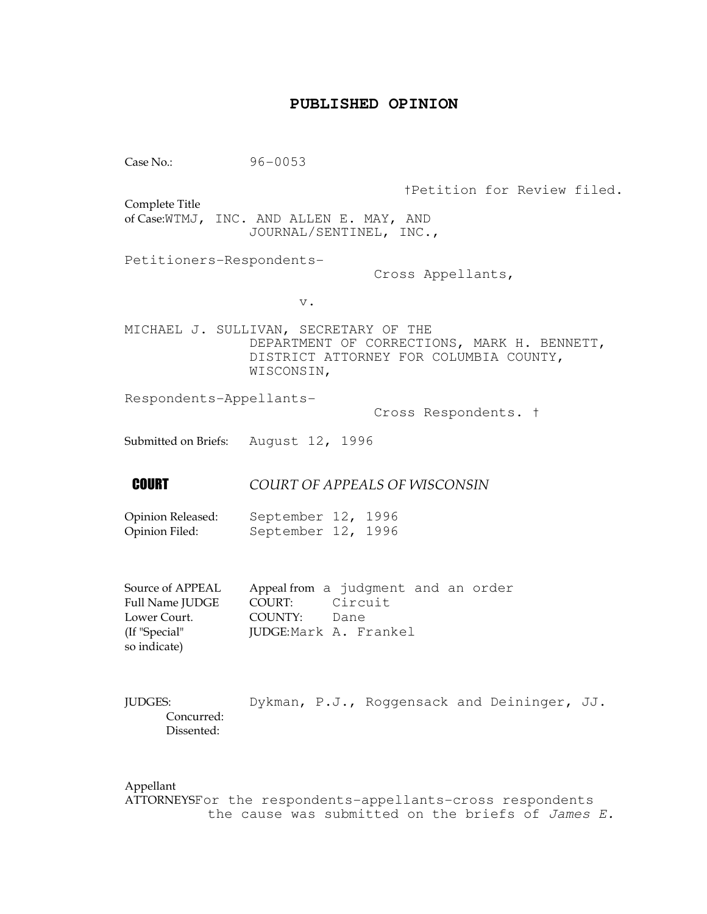## PUBLISHED OPINION

Case No.: 96-0053

†Petition for Review filed.

Complete Title of Case: WTMJ, INC. AND ALLEN E. MAY, AND JOURNAL/SENTINEL, INC.,

Petitioners-Respondents-Cross Appellants,

v.

MICHAEL J. SULLIVAN, SECRETARY OF THE DEPARTMENT OF CORRECTIONS, MARK H. BENNETT, DISTRICT ATTORNEY FOR COLUMBIA COUNTY, WISCONSIN,

Respondents-Appellants-Cross Respondents. †

Submitted on Briefs: August 12, 1996

**COURT** *COURT OF APPEALS OF WISCONSIN*

Opinion Released: September 12, 1996
Opinion Filed: September 12, 1996

Source of APPEAL: Appeal from a judgment and an order
Full Name JUDGE Lower Court. (If "Special" so indicate)
COURT: Circuit
COUNTY: Dane
JUDGE: Mark A. Frankel

JUDGES: Dykman, P.J., Roggensack and Deininger, JJ.
Concurred:
Dissented:

Appellant
ATTORNEYS For the respondents-appellants-cross respondents the cause was submitted on the briefs of *James E.*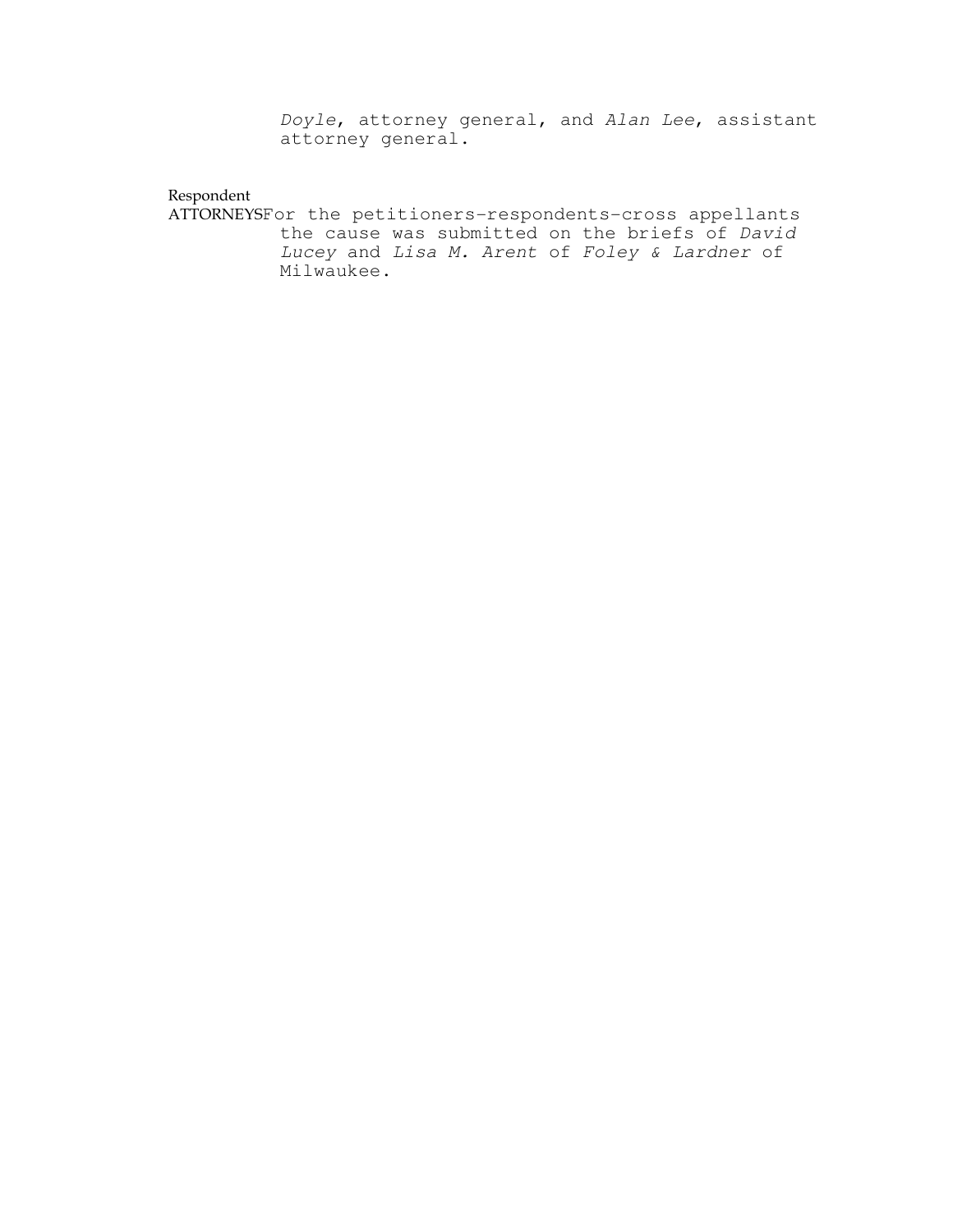*Doyle*, attorney general, and *Alan Lee*, assistant attorney general.

Respondent
ATTORNEYS For the petitioners-respondents-cross appellants the cause was submitted on the briefs of *David Lucey* and *Lisa M. Arent* of *Foley & Lardner* of Milwaukee.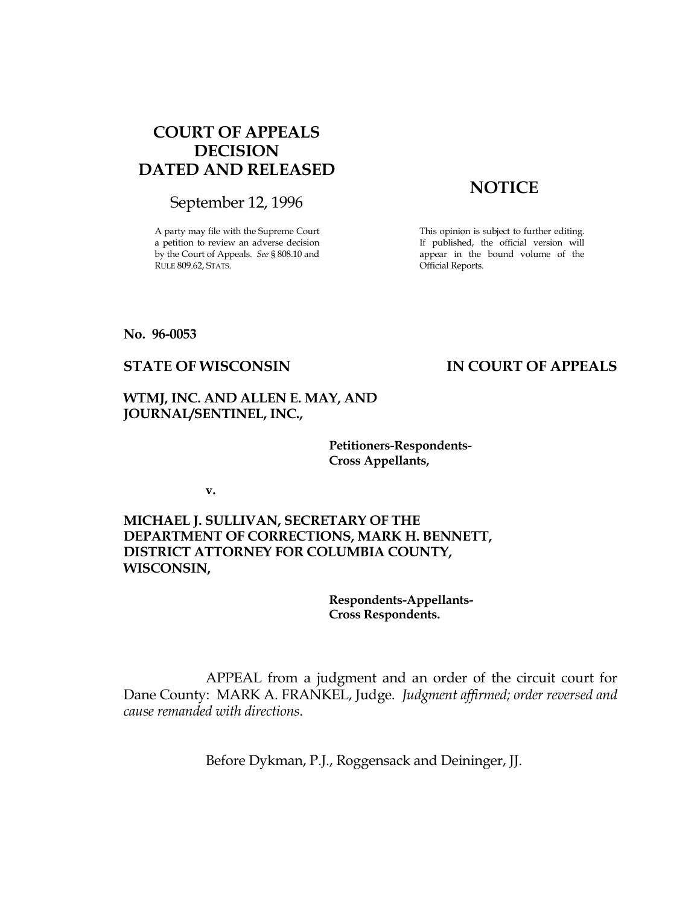# COURT OF APPEALS DECISION DATED AND RELEASED

September 12, 1996

A party may file with the Supreme Court a petition to review an adverse decision by the Court of Appeals. *See* § 808.10 and RULE 809.62, STATS.

## NOTICE

This opinion is subject to further editing. If published, the official version will appear in the bound volume of the Official Reports.

**No. 96-0053**

**STATE OF WISCONSIN** **IN COURT OF APPEALS**

**WTMJ, INC. AND ALLEN E. MAY, AND JOURNAL/SENTINEL, INC.,**

**Petitioners-Respondents-Cross Appellants,**

**v.**

**MICHAEL J. SULLIVAN, SECRETARY OF THE DEPARTMENT OF CORRECTIONS, MARK H. BENNETT, DISTRICT ATTORNEY FOR COLUMBIA COUNTY, WISCONSIN,**

**Respondents-Appellants-Cross Respondents.**

APPEAL from a judgment and an order of the circuit court for Dane County: MARK A. FRANKEL, Judge. *Judgment affirmed; order reversed and cause remanded with directions.*

Before Dykman, P.J., Roggensack and Deininger, JJ.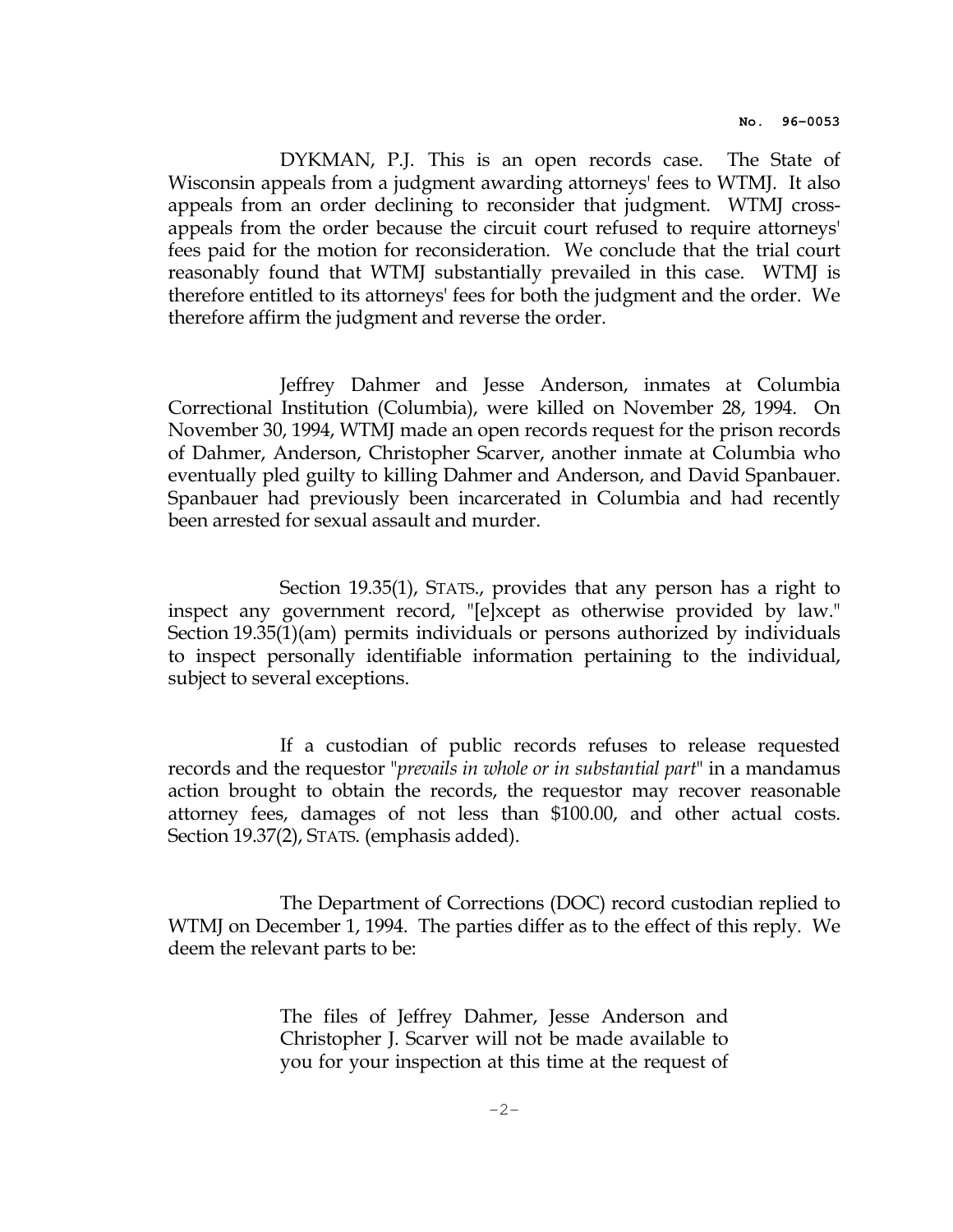DYKMAN, P.J. This is an open records case. The State of Wisconsin appeals from a judgment awarding attorneys' fees to WTMJ. It also appeals from an order declining to reconsider that judgment. WTMJ cross-appeals from the order because the circuit court refused to require attorneys' fees paid for the motion for reconsideration. We conclude that the trial court reasonably found that WTMJ substantially prevailed in this case. WTMJ is therefore entitled to its attorneys' fees for both the judgment and the order. We therefore affirm the judgment and reverse the order.

Jeffrey Dahmer and Jesse Anderson, inmates at Columbia Correctional Institution (Columbia), were killed on November 28, 1994. On November 30, 1994, WTMJ made an open records request for the prison records of Dahmer, Anderson, Christopher Scarver, another inmate at Columbia who eventually pled guilty to killing Dahmer and Anderson, and David Spanbauer. Spanbauer had previously been incarcerated in Columbia and had recently been arrested for sexual assault and murder.

Section 19.35(1), STATS., provides that any person has a right to inspect any government record, "[e]xcept as otherwise provided by law." Section 19.35(1)(am) permits individuals or persons authorized by individuals to inspect personally identifiable information pertaining to the individual, subject to several exceptions.

If a custodian of public records refuses to release requested records and the requestor "*prevails in whole or in substantial part*" in a mandamus action brought to obtain the records, the requestor may recover reasonable attorney fees, damages of not less than $100.00, and other actual costs. Section 19.37(2), STATS. (emphasis added).

The Department of Corrections (DOC) record custodian replied to WTMJ on December 1, 1994. The parties differ as to the effect of this reply. We deem the relevant parts to be:

> The files of Jeffrey Dahmer, Jesse Anderson and Christopher J. Scarver will not be made available to you for your inspection at this time at the request of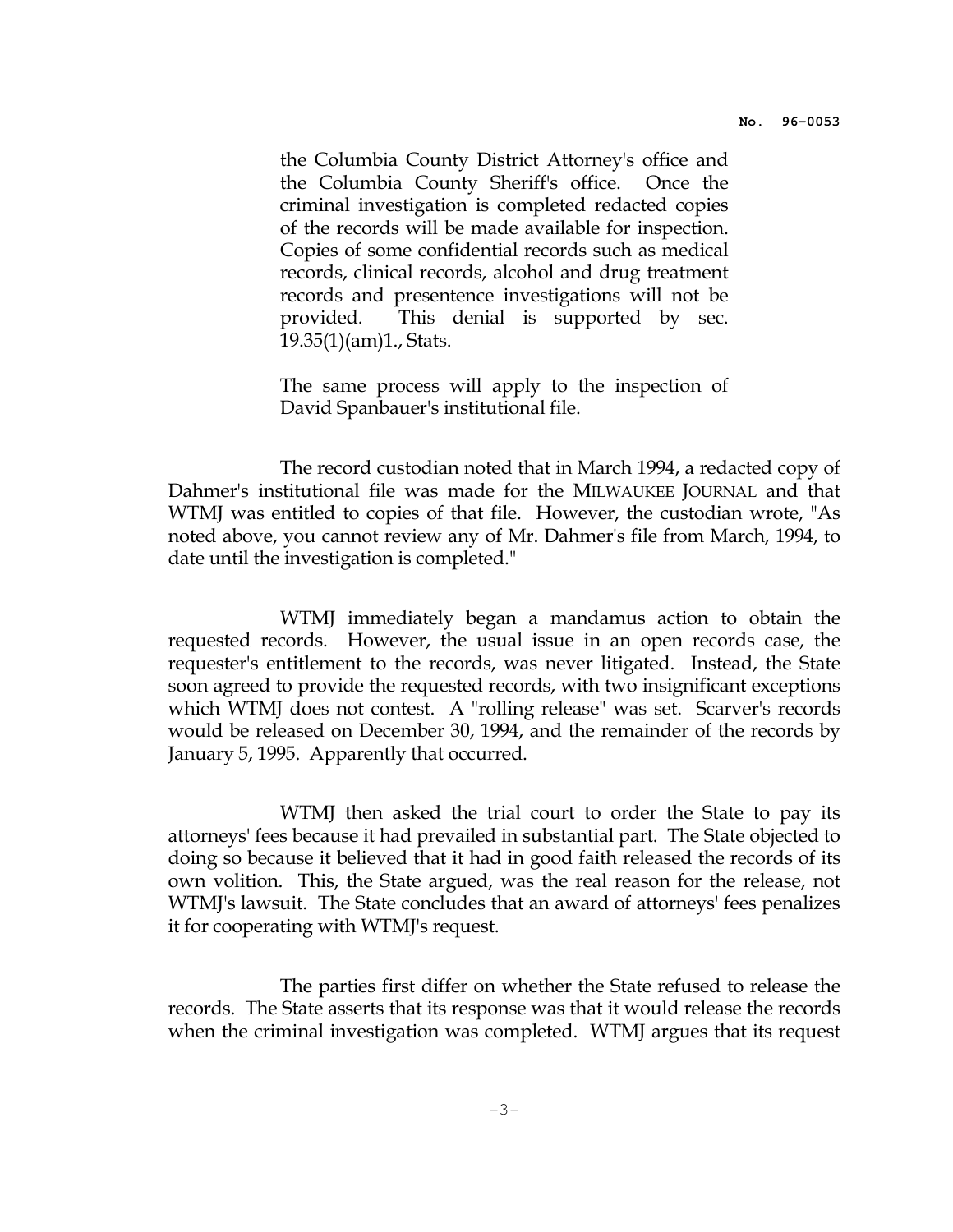> the Columbia County District Attorney's office and the Columbia County Sheriff's office. Once the criminal investigation is completed redacted copies of the records will be made available for inspection. Copies of some confidential records such as medical records, clinical records, alcohol and drug treatment records and presentence investigations will not be provided. This denial is supported by sec. 19.35(1)(am)1., Stats.
>
> The same process will apply to the inspection of David Spanbauer's institutional file.

The record custodian noted that in March 1994, a redacted copy of Dahmer's institutional file was made for the MILWAUKEE JOURNAL and that WTMJ was entitled to copies of that file. However, the custodian wrote, "As noted above, you cannot review any of Mr. Dahmer's file from March, 1994, to date until the investigation is completed."

WTMJ immediately began a mandamus action to obtain the requested records. However, the usual issue in an open records case, the requester's entitlement to the records, was never litigated. Instead, the State soon agreed to provide the requested records, with two insignificant exceptions which WTMJ does not contest. A "rolling release" was set. Scarver's records would be released on December 30, 1994, and the remainder of the records by January 5, 1995. Apparently that occurred.

WTMJ then asked the trial court to order the State to pay its attorneys' fees because it had prevailed in substantial part. The State objected to doing so because it believed that it had in good faith released the records of its own volition. This, the State argued, was the real reason for the release, not WTMJ's lawsuit. The State concludes that an award of attorneys' fees penalizes it for cooperating with WTMJ's request.

The parties first differ on whether the State refused to release the records. The State asserts that its response was that it would release the records when the criminal investigation was completed. WTMJ argues that its request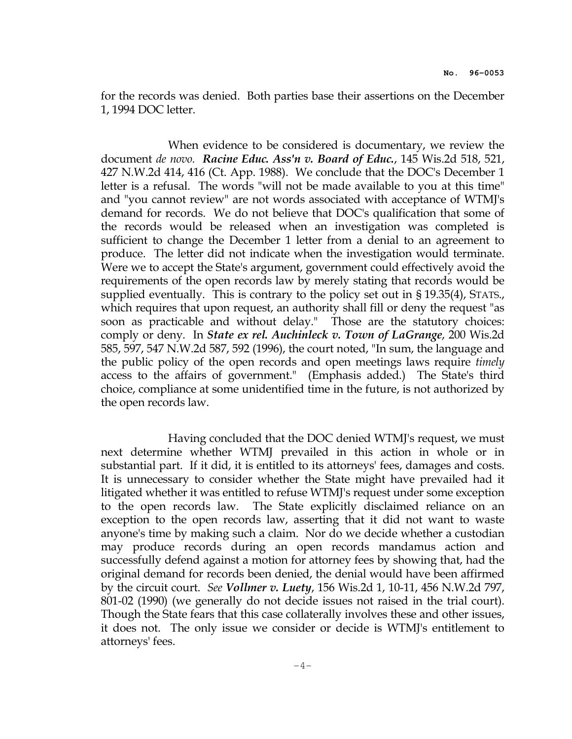for the records was denied. Both parties base their assertions on the December 1, 1994 DOC letter.

When evidence to be considered is documentary, we review the document *de novo*. ***Racine Educ. Ass'n v. Board of Educ.***, 145 Wis.2d 518, 521, 427 N.W.2d 414, 416 (Ct. App. 1988). We conclude that the DOC's December 1 letter is a refusal. The words "will not be made available to you at this time" and "you cannot review" are not words associated with acceptance of WTMJ's demand for records. We do not believe that DOC's qualification that some of the records would be released when an investigation was completed is sufficient to change the December 1 letter from a denial to an agreement to produce. The letter did not indicate when the investigation would terminate. Were we to accept the State's argument, government could effectively avoid the requirements of the open records law by merely stating that records would be supplied eventually. This is contrary to the policy set out in § 19.35(4), STATS., which requires that upon request, an authority shall fill or deny the request "as soon as practicable and without delay." Those are the statutory choices: comply or deny. In ***State ex rel. Auchinleck v. Town of LaGrange***, 200 Wis.2d 585, 597, 547 N.W.2d 587, 592 (1996), the court noted, "In sum, the language and the public policy of the open records and open meetings laws require *timely* access to the affairs of government." (Emphasis added.) The State's third choice, compliance at some unidentified time in the future, is not authorized by the open records law.

Having concluded that the DOC denied WTMJ's request, we must next determine whether WTMJ prevailed in this action in whole or in substantial part. If it did, it is entitled to its attorneys' fees, damages and costs. It is unnecessary to consider whether the State might have prevailed had it litigated whether it was entitled to refuse WTMJ's request under some exception to the open records law. The State explicitly disclaimed reliance on an exception to the open records law, asserting that it did not want to waste anyone's time by making such a claim. Nor do we decide whether a custodian may produce records during an open records mandamus action and successfully defend against a motion for attorney fees by showing that, had the original demand for records been denied, the denial would have been affirmed by the circuit court. *See* ***Vollmer v. Luety***, 156 Wis.2d 1, 10-11, 456 N.W.2d 797, 801-02 (1990) (we generally do not decide issues not raised in the trial court). Though the State fears that this case collaterally involves these and other issues, it does not. The only issue we consider or decide is WTMJ's entitlement to attorneys' fees.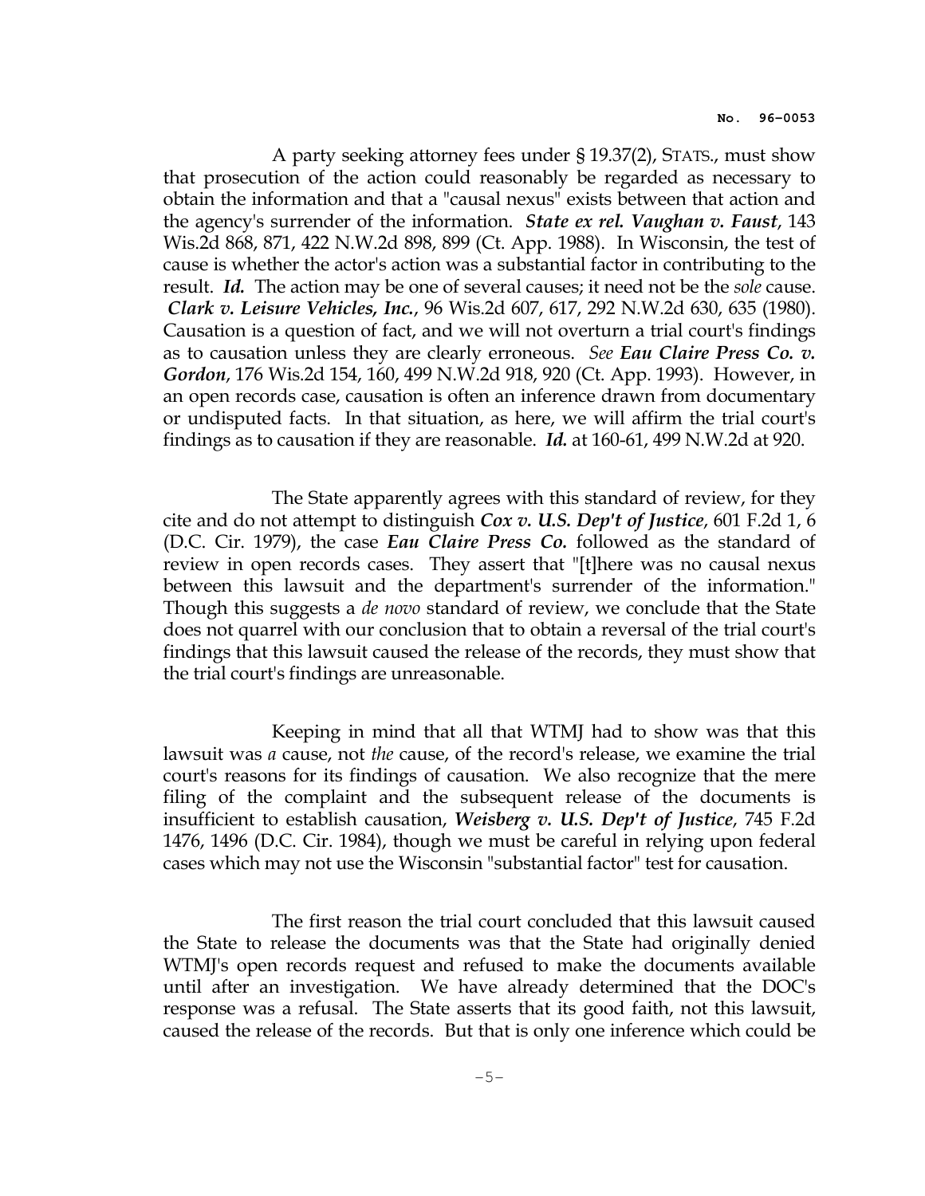A party seeking attorney fees under § 19.37(2), STATS., must show that prosecution of the action could reasonably be regarded as necessary to obtain the information and that a "causal nexus" exists between that action and the agency's surrender of the information. ***State ex rel. Vaughan v. Faust***, 143 Wis.2d 868, 871, 422 N.W.2d 898, 899 (Ct. App. 1988). In Wisconsin, the test of cause is whether the actor's action was a substantial factor in contributing to the result. ***Id.*** The action may be one of several causes; it need not be the *sole* cause. ***Clark v. Leisure Vehicles, Inc.***, 96 Wis.2d 607, 617, 292 N.W.2d 630, 635 (1980). Causation is a question of fact, and we will not overturn a trial court's findings as to causation unless they are clearly erroneous. *See* ***Eau Claire Press Co. v. Gordon***, 176 Wis.2d 154, 160, 499 N.W.2d 918, 920 (Ct. App. 1993). However, in an open records case, causation is often an inference drawn from documentary or undisputed facts. In that situation, as here, we will affirm the trial court's findings as to causation if they are reasonable. ***Id.*** at 160-61, 499 N.W.2d at 920.

The State apparently agrees with this standard of review, for they cite and do not attempt to distinguish ***Cox v. U.S. Dep't of Justice***, 601 F.2d 1, 6 (D.C. Cir. 1979), the case ***Eau Claire Press Co.*** followed as the standard of review in open records cases. They assert that "[t]here was no causal nexus between this lawsuit and the department's surrender of the information." Though this suggests a *de novo* standard of review, we conclude that the State does not quarrel with our conclusion that to obtain a reversal of the trial court's findings that this lawsuit caused the release of the records, they must show that the trial court's findings are unreasonable.

Keeping in mind that all that WTMJ had to show was that this lawsuit was *a* cause, not *the* cause, of the record's release, we examine the trial court's reasons for its findings of causation. We also recognize that the mere filing of the complaint and the subsequent release of the documents is insufficient to establish causation, ***Weisberg v. U.S. Dep't of Justice***, 745 F.2d 1476, 1496 (D.C. Cir. 1984), though we must be careful in relying upon federal cases which may not use the Wisconsin "substantial factor" test for causation.

The first reason the trial court concluded that this lawsuit caused the State to release the documents was that the State had originally denied WTMJ's open records request and refused to make the documents available until after an investigation. We have already determined that the DOC's response was a refusal. The State asserts that its good faith, not this lawsuit, caused the release of the records. But that is only one inference which could be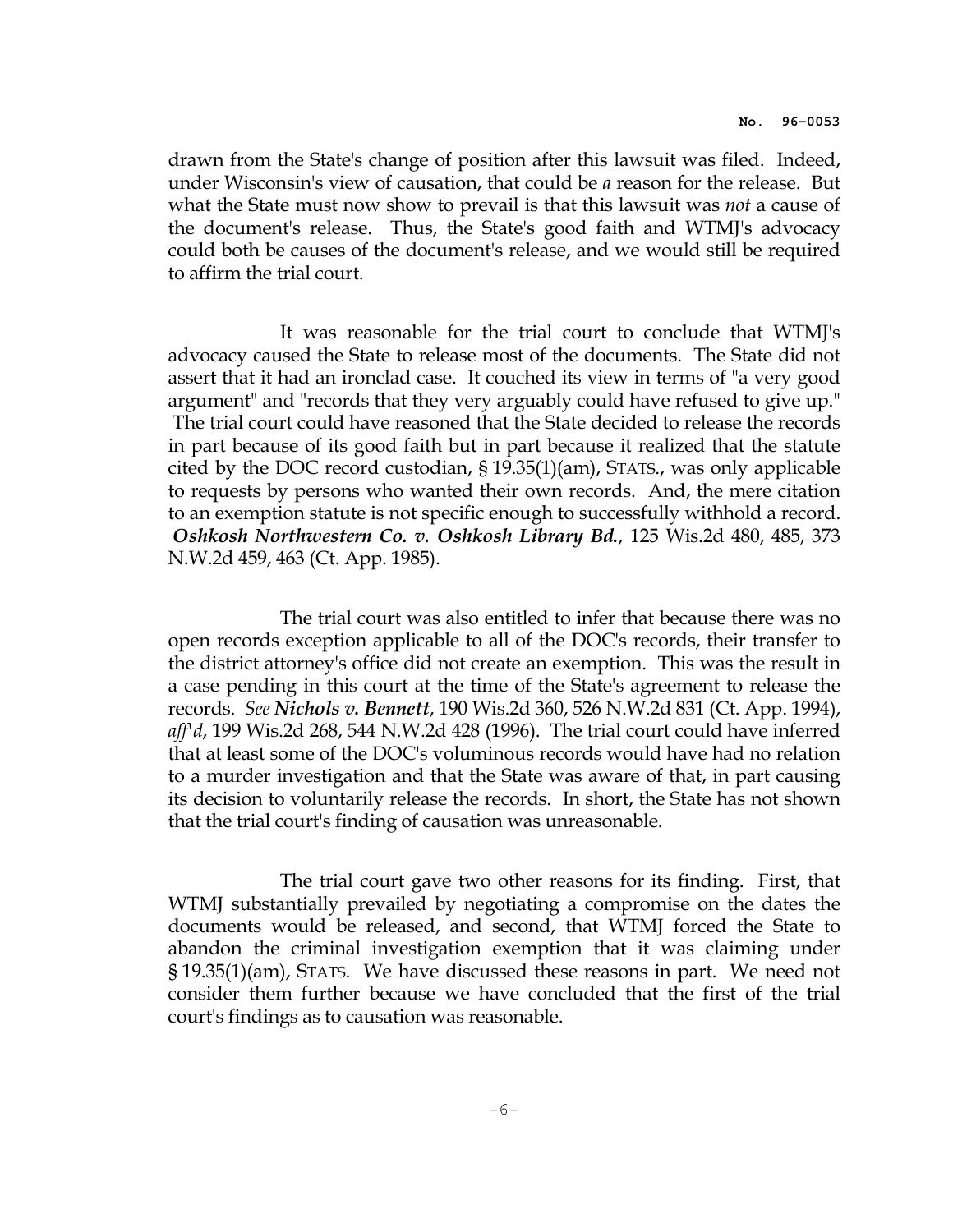drawn from the State's change of position after this lawsuit was filed. Indeed, under Wisconsin's view of causation, that could be *a* reason for the release. But what the State must now show to prevail is that this lawsuit was *not* a cause of the document's release. Thus, the State's good faith and WTMJ's advocacy could both be causes of the document's release, and we would still be required to affirm the trial court.

It was reasonable for the trial court to conclude that WTMJ's advocacy caused the State to release most of the documents. The State did not assert that it had an ironclad case. It couched its view in terms of "a very good argument" and "records that they very arguably could have refused to give up." The trial court could have reasoned that the State decided to release the records in part because of its good faith but in part because it realized that the statute cited by the DOC record custodian, § 19.35(1)(am), STATS., was only applicable to requests by persons who wanted their own records. And, the mere citation to an exemption statute is not specific enough to successfully withhold a record. ***Oshkosh Northwestern Co. v. Oshkosh Library Bd.***, 125 Wis.2d 480, 485, 373 N.W.2d 459, 463 (Ct. App. 1985).

The trial court was also entitled to infer that because there was no open records exception applicable to all of the DOC's records, their transfer to the district attorney's office did not create an exemption. This was the result in a case pending in this court at the time of the State's agreement to release the records. *See* ***Nichols v. Bennett***, 190 Wis.2d 360, 526 N.W.2d 831 (Ct. App. 1994), *aff'd*, 199 Wis.2d 268, 544 N.W.2d 428 (1996). The trial court could have inferred that at least some of the DOC's voluminous records would have had no relation to a murder investigation and that the State was aware of that, in part causing its decision to voluntarily release the records. In short, the State has not shown that the trial court's finding of causation was unreasonable.

The trial court gave two other reasons for its finding. First, that WTMJ substantially prevailed by negotiating a compromise on the dates the documents would be released, and second, that WTMJ forced the State to abandon the criminal investigation exemption that it was claiming under § 19.35(1)(am), STATS. We have discussed these reasons in part. We need not consider them further because we have concluded that the first of the trial court's findings as to causation was reasonable.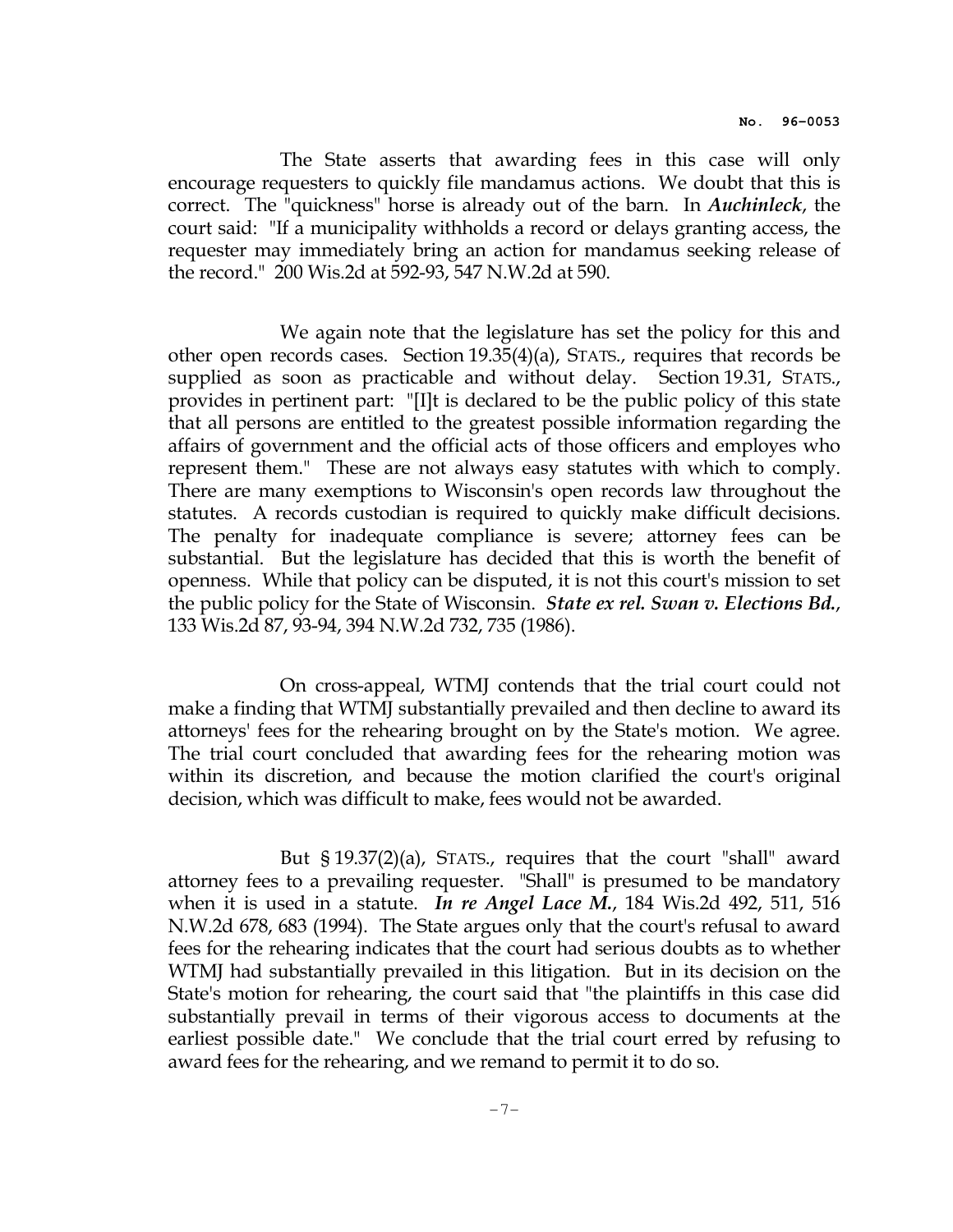The State asserts that awarding fees in this case will only encourage requesters to quickly file mandamus actions. We doubt that this is correct. The "quickness" horse is already out of the barn. In ***Auchinleck***, the court said: "If a municipality withholds a record or delays granting access, the requester may immediately bring an action for mandamus seeking release of the record." 200 Wis.2d at 592-93, 547 N.W.2d at 590.

We again note that the legislature has set the policy for this and other open records cases. Section 19.35(4)(a), STATS., requires that records be supplied as soon as practicable and without delay. Section 19.31, STATS., provides in pertinent part: "[I]t is declared to be the public policy of this state that all persons are entitled to the greatest possible information regarding the affairs of government and the official acts of those officers and employes who represent them." These are not always easy statutes with which to comply. There are many exemptions to Wisconsin's open records law throughout the statutes. A records custodian is required to quickly make difficult decisions. The penalty for inadequate compliance is severe; attorney fees can be substantial. But the legislature has decided that this is worth the benefit of openness. While that policy can be disputed, it is not this court's mission to set the public policy for the State of Wisconsin. ***State ex rel. Swan v. Elections Bd.***, 133 Wis.2d 87, 93-94, 394 N.W.2d 732, 735 (1986).

On cross-appeal, WTMJ contends that the trial court could not make a finding that WTMJ substantially prevailed and then decline to award its attorneys' fees for the rehearing brought on by the State's motion. We agree. The trial court concluded that awarding fees for the rehearing motion was within its discretion, and because the motion clarified the court's original decision, which was difficult to make, fees would not be awarded.

But § 19.37(2)(a), STATS., requires that the court "shall" award attorney fees to a prevailing requester. "Shall" is presumed to be mandatory when it is used in a statute. ***In re Angel Lace M.***, 184 Wis.2d 492, 511, 516 N.W.2d 678, 683 (1994). The State argues only that the court's refusal to award fees for the rehearing indicates that the court had serious doubts as to whether WTMJ had substantially prevailed in this litigation. But in its decision on the State's motion for rehearing, the court said that "the plaintiffs in this case did substantially prevail in terms of their vigorous access to documents at the earliest possible date." We conclude that the trial court erred by refusing to award fees for the rehearing, and we remand to permit it to do so.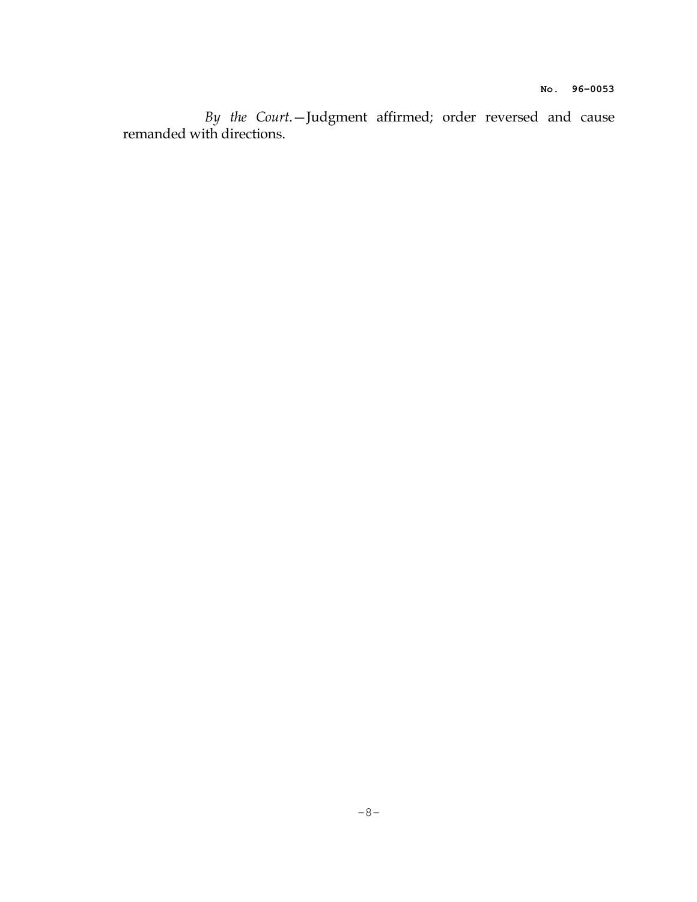*By the Court.*—Judgment affirmed; order reversed and cause remanded with directions.